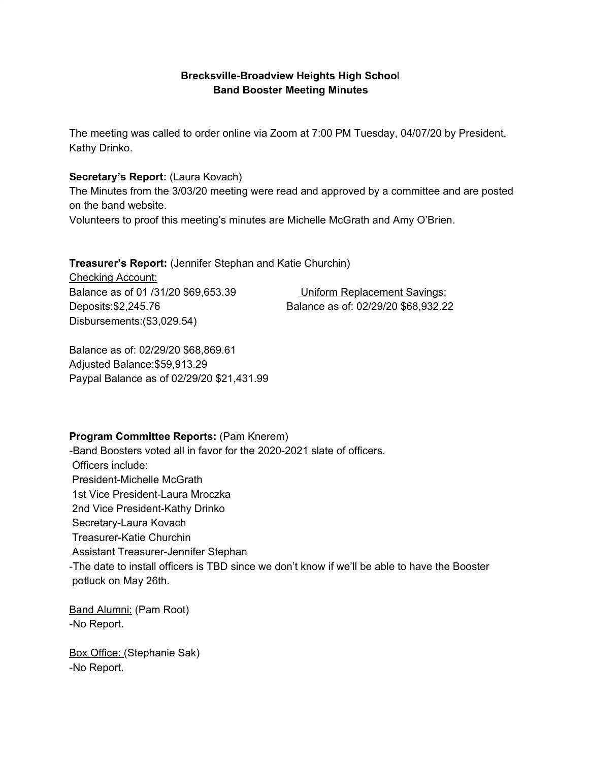**Brecksville-Broadview Heights High School**
**Band Booster Meeting Minutes**

The meeting was called to order online via Zoom at 7:00 PM Tuesday, 04/07/20 by President, Kathy Drinko.

**Secretary's Report:** (Laura Kovach)
The Minutes from the 3/03/20 meeting were read and approved by a committee and are posted on the band website.
Volunteers to proof this meeting's minutes are Michelle McGrath and Amy O'Brien.

**Treasurer's Report:** (Jennifer Stephan and Katie Churchin)

Checking Account:
Balance as of 01 /31/20 $69,653.39
Deposits:$2,245.76
Disbursements:($3,029.54)

Balance as of: 02/29/20 $68,869.61
Adjusted Balance:$59,913.29
Paypal Balance as of 02/29/20 $21,431.99

Uniform Replacement Savings:
Balance as of: 02/29/20 $68,932.22

**Program Committee Reports:** (Pam Knerem)
-Band Boosters voted all in favor for the 2020-2021 slate of officers.
Officers include:
President-Michelle McGrath
1st Vice President-Laura Mroczka
2nd Vice President-Kathy Drinko
Secretary-Laura Kovach
Treasurer-Katie Churchin
Assistant Treasurer-Jennifer Stephan
-The date to install officers is TBD since we don't know if we'll be able to have the Booster potluck on May 26th.

Band Alumni: (Pam Root)
-No Report.

Box Office: (Stephanie Sak)
-No Report.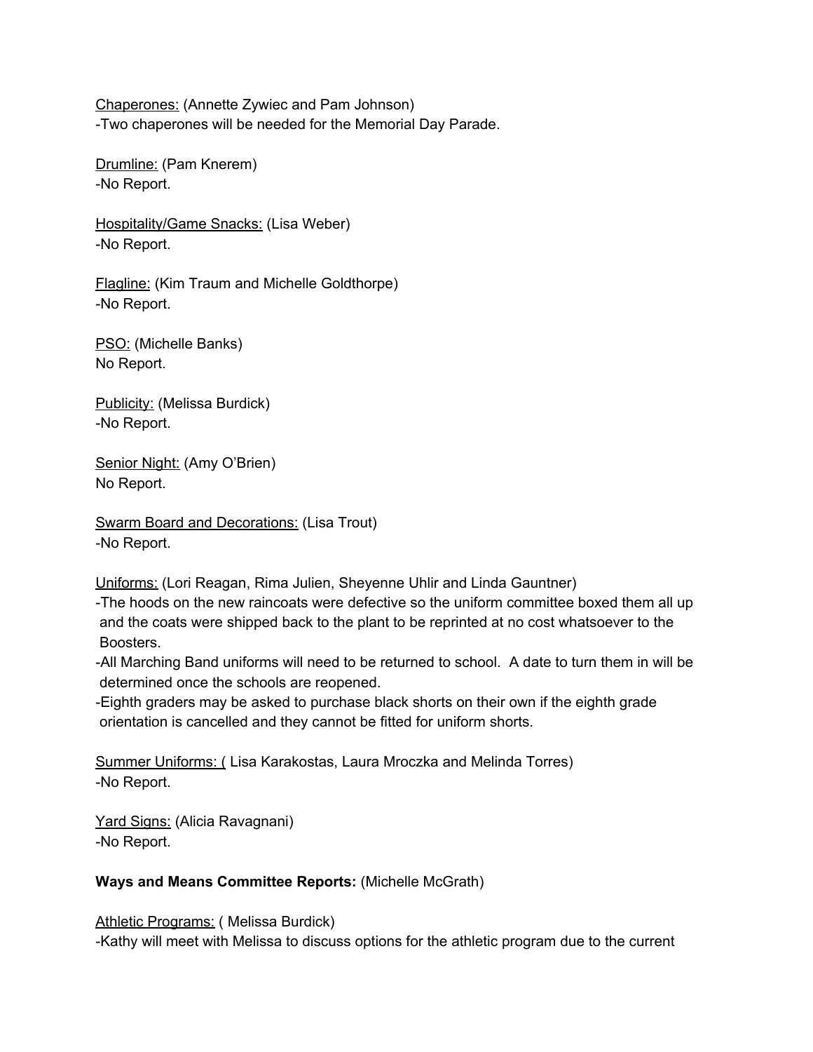Chaperones: (Annette Zywiec and Pam Johnson)
-Two chaperones will be needed for the Memorial Day Parade.

Drumline: (Pam Knerem)
-No Report.

Hospitality/Game Snacks: (Lisa Weber)
-No Report.

Flagline: (Kim Traum and Michelle Goldthorpe)
-No Report.

PSO: (Michelle Banks)
No Report.

Publicity: (Melissa Burdick)
-No Report.

Senior Night: (Amy O'Brien)
No Report.

Swarm Board and Decorations: (Lisa Trout)
-No Report.

Uniforms: (Lori Reagan, Rima Julien, Sheyenne Uhlir and Linda Gauntner)
-The hoods on the new raincoats were defective so the uniform committee boxed them all up and the coats were shipped back to the plant to be reprinted at no cost whatsoever to the Boosters.
-All Marching Band uniforms will need to be returned to school. A date to turn them in will be determined once the schools are reopened.
-Eighth graders may be asked to purchase black shorts on their own if the eighth grade orientation is cancelled and they cannot be fitted for uniform shorts.

Summer Uniforms: ( Lisa Karakostas, Laura Mroczka and Melinda Torres)
-No Report.

Yard Signs: (Alicia Ravagnani)
-No Report.

**Ways and Means Committee Reports:** (Michelle McGrath)

Athletic Programs: ( Melissa Burdick)
-Kathy will meet with Melissa to discuss options for the athletic program due to the current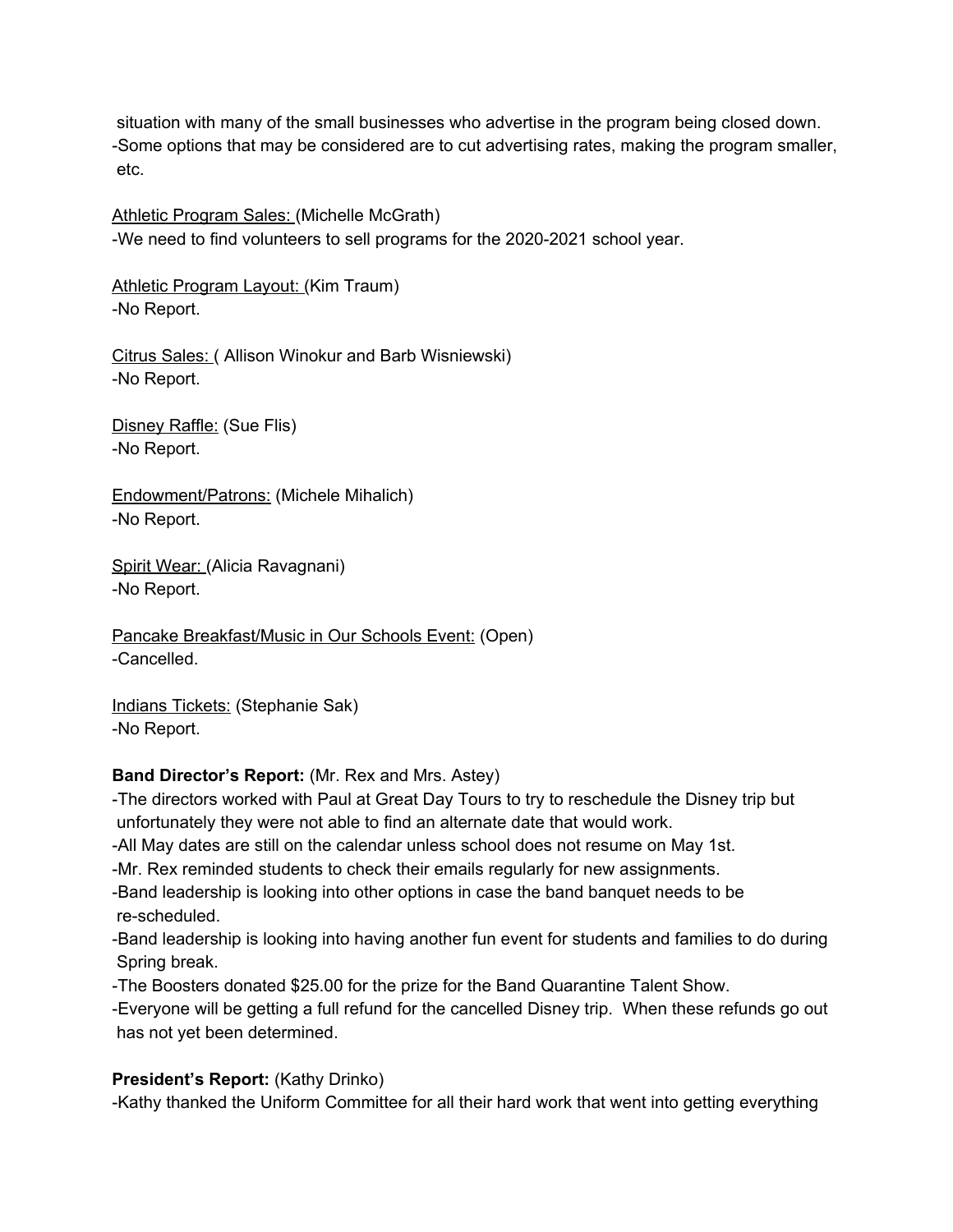situation with many of the small businesses who advertise in the program being closed down.
-Some options that may be considered are to cut advertising rates, making the program smaller, etc.

Athletic Program Sales: (Michelle McGrath)
-We need to find volunteers to sell programs for the 2020-2021 school year.

Athletic Program Layout: (Kim Traum)
-No Report.

Citrus Sales: ( Allison Winokur and Barb Wisniewski)
-No Report.

Disney Raffle: (Sue Flis)
-No Report.

Endowment/Patrons: (Michele Mihalich)
-No Report.

Spirit Wear: (Alicia Ravagnani)
-No Report.

Pancake Breakfast/Music in Our Schools Event: (Open)
-Cancelled.

Indians Tickets: (Stephanie Sak)
-No Report.

**Band Director's Report:** (Mr. Rex and Mrs. Astey)
-The directors worked with Paul at Great Day Tours to try to reschedule the Disney trip but unfortunately they were not able to find an alternate date that would work.
-All May dates are still on the calendar unless school does not resume on May 1st.
-Mr. Rex reminded students to check their emails regularly for new assignments.
-Band leadership is looking into other options in case the band banquet needs to be re-scheduled.
-Band leadership is looking into having another fun event for students and families to do during Spring break.
-The Boosters donated $25.00 for the prize for the Band Quarantine Talent Show.
-Everyone will be getting a full refund for the cancelled Disney trip. When these refunds go out has not yet been determined.

**President's Report:** (Kathy Drinko)
-Kathy thanked the Uniform Committee for all their hard work that went into getting everything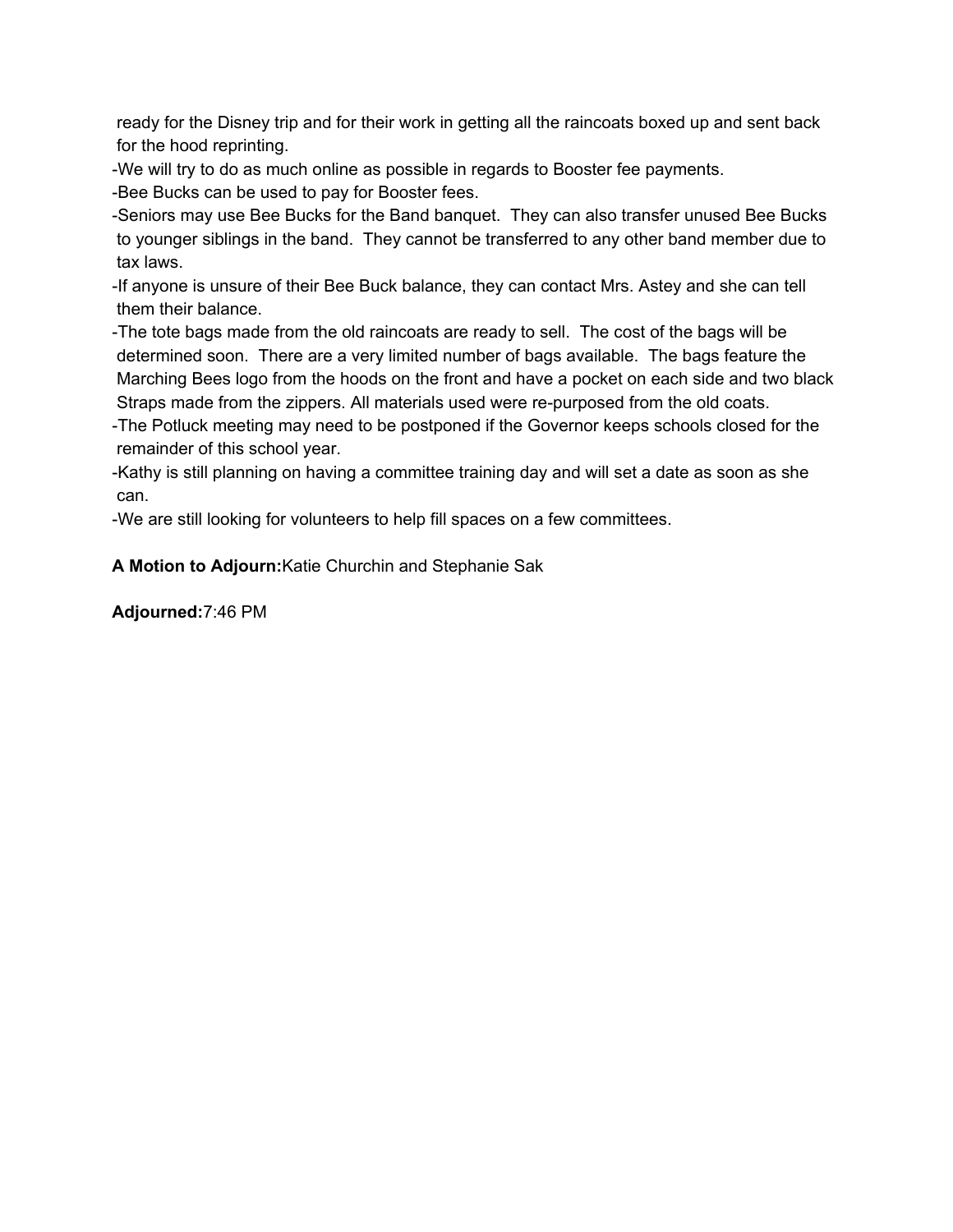ready for the Disney trip and for their work in getting all the raincoats boxed up and sent back for the hood reprinting.

- We will try to do as much online as possible in regards to Booster fee payments.
- Bee Bucks can be used to pay for Booster fees.
- Seniors may use Bee Bucks for the Band banquet. They can also transfer unused Bee Bucks to younger siblings in the band. They cannot be transferred to any other band member due to tax laws.
- If anyone is unsure of their Bee Buck balance, they can contact Mrs. Astey and she can tell them their balance.
- The tote bags made from the old raincoats are ready to sell. The cost of the bags will be determined soon. There are a very limited number of bags available. The bags feature the Marching Bees logo from the hoods on the front and have a pocket on each side and two black Straps made from the zippers. All materials used were re-purposed from the old coats.
- The Potluck meeting may need to be postponed if the Governor keeps schools closed for the remainder of this school year.
- Kathy is still planning on having a committee training day and will set a date as soon as she can.
- We are still looking for volunteers to help fill spaces on a few committees.

**A Motion to Adjourn:** Katie Churchin and Stephanie Sak

**Adjourned:** 7:46 PM